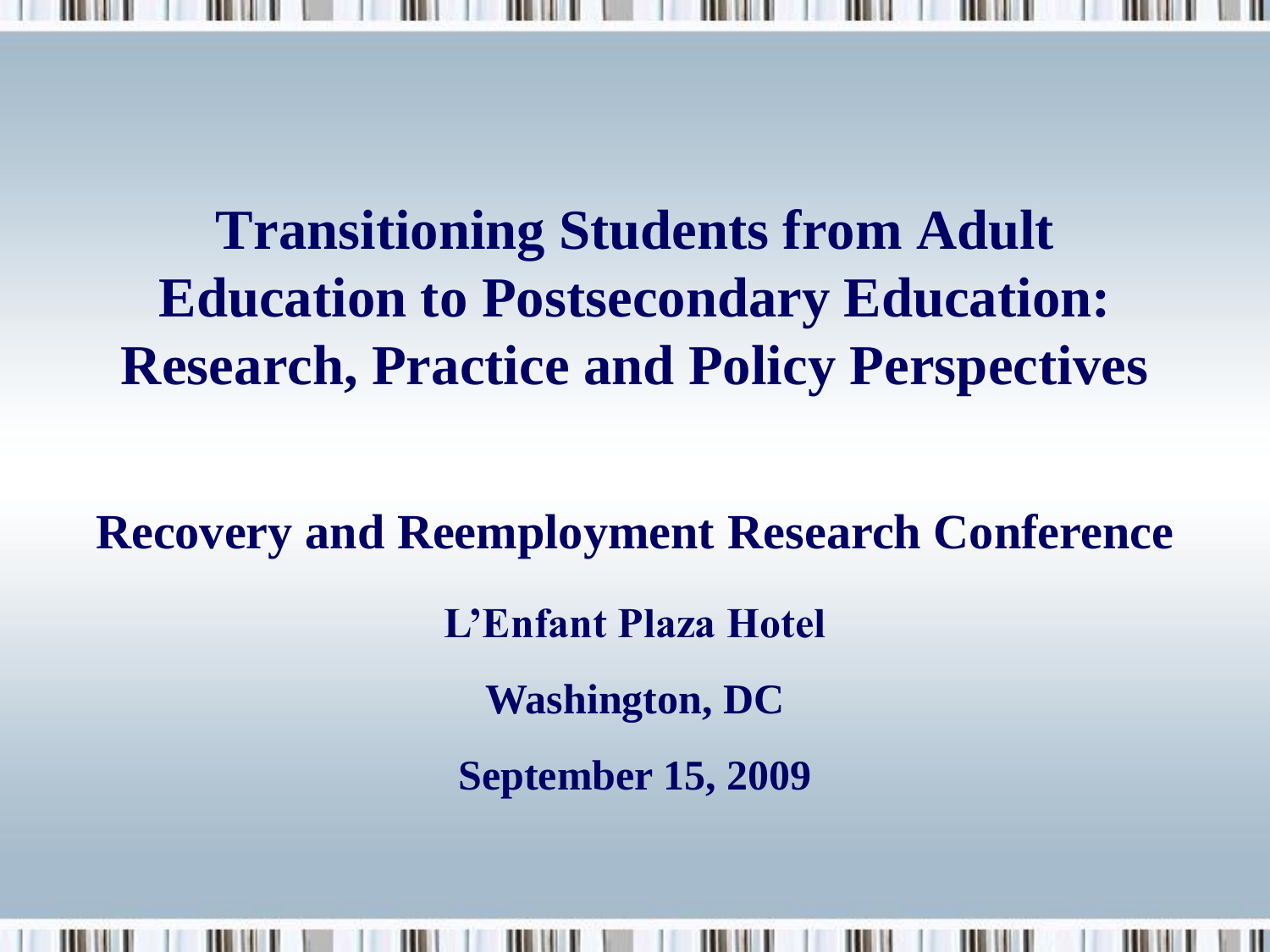# Transitioning Students from Adult Education to Postsecondary Education: Research, Practice and Policy Perspectives

**Recovery and Reemployment Research Conference**

**L'Enfant Plaza Hotel**

**Washington, DC**

**September 15, 2009**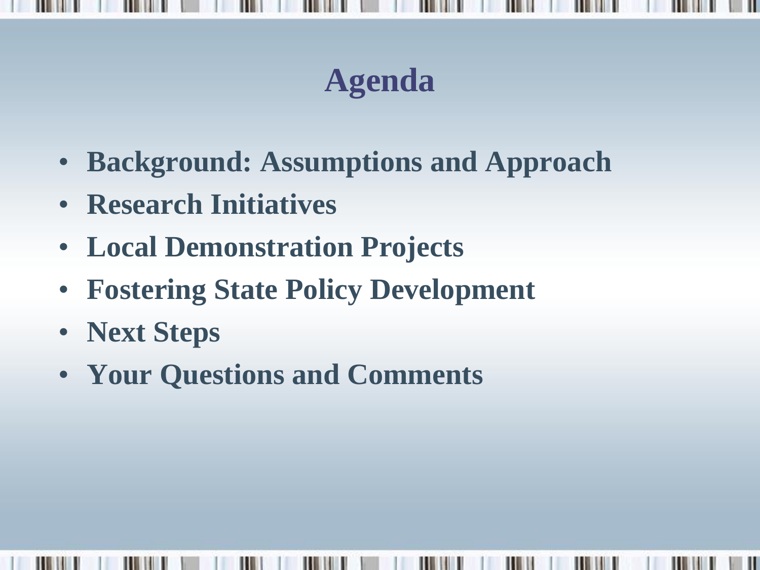# Agenda

- Background: Assumptions and Approach
- Research Initiatives
- Local Demonstration Projects
- Fostering State Policy Development
- Next Steps
- Your Questions and Comments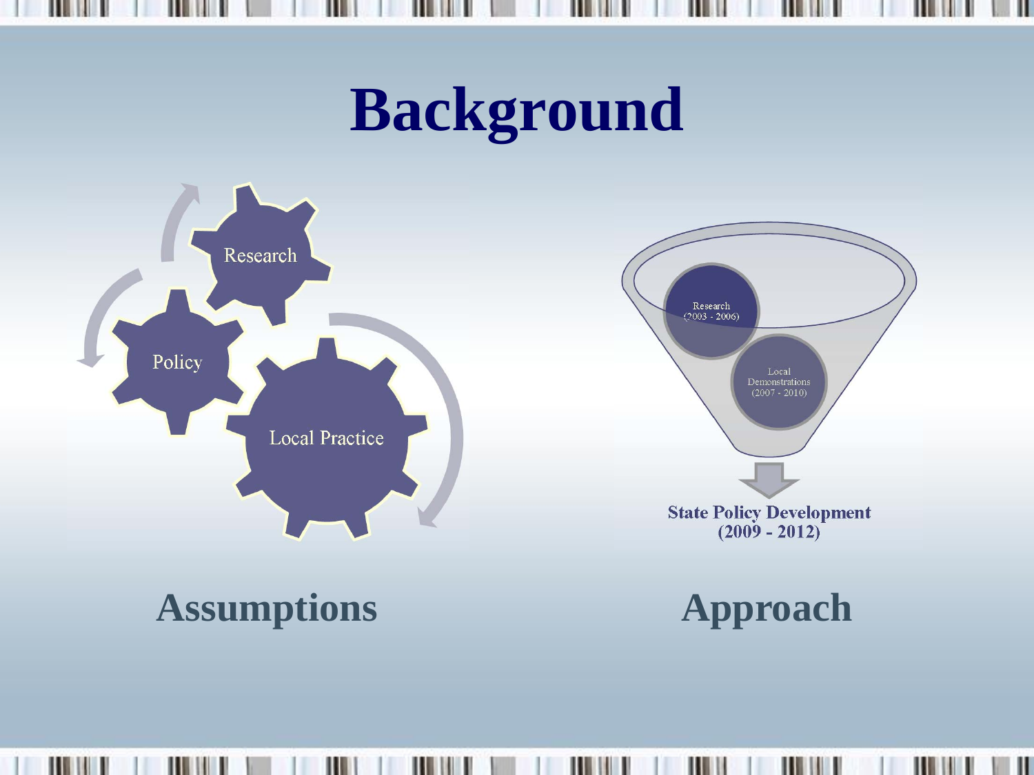# Background

Research

Policy

Local Practice

**Assumptions**

Research (2003 - 2006)

Local Demonstrations (2007 - 2010)

State Policy Development (2009 - 2012)

**Approach**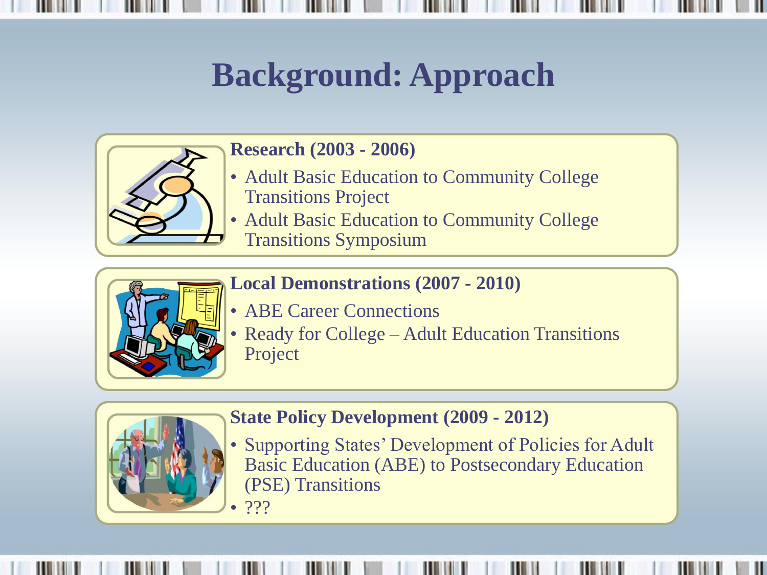# Background: Approach

### Research (2003 - 2006)

- Adult Basic Education to Community College Transitions Project
- Adult Basic Education to Community College Transitions Symposium

### Local Demonstrations (2007 - 2010)

- ABE Career Connections
- Ready for College – Adult Education Transitions Project

### State Policy Development (2009 - 2012)

- Supporting States' Development of Policies for Adult Basic Education (ABE) to Postsecondary Education (PSE) Transitions
- ???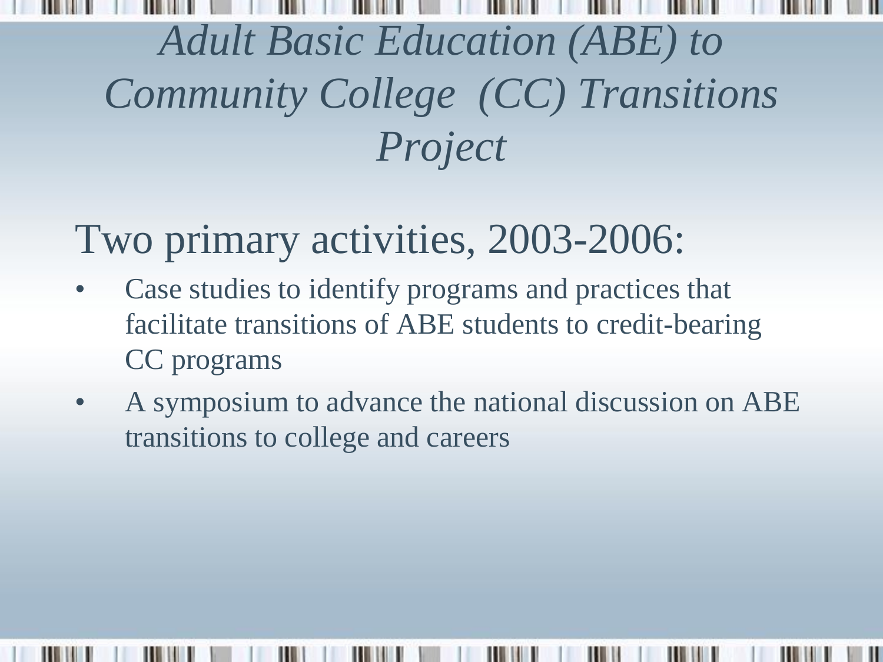# *Adult Basic Education (ABE) to Community College (CC) Transitions Project*

## Two primary activities, 2003-2006:

- Case studies to identify programs and practices that facilitate transitions of ABE students to credit-bearing CC programs
- A symposium to advance the national discussion on ABE transitions to college and careers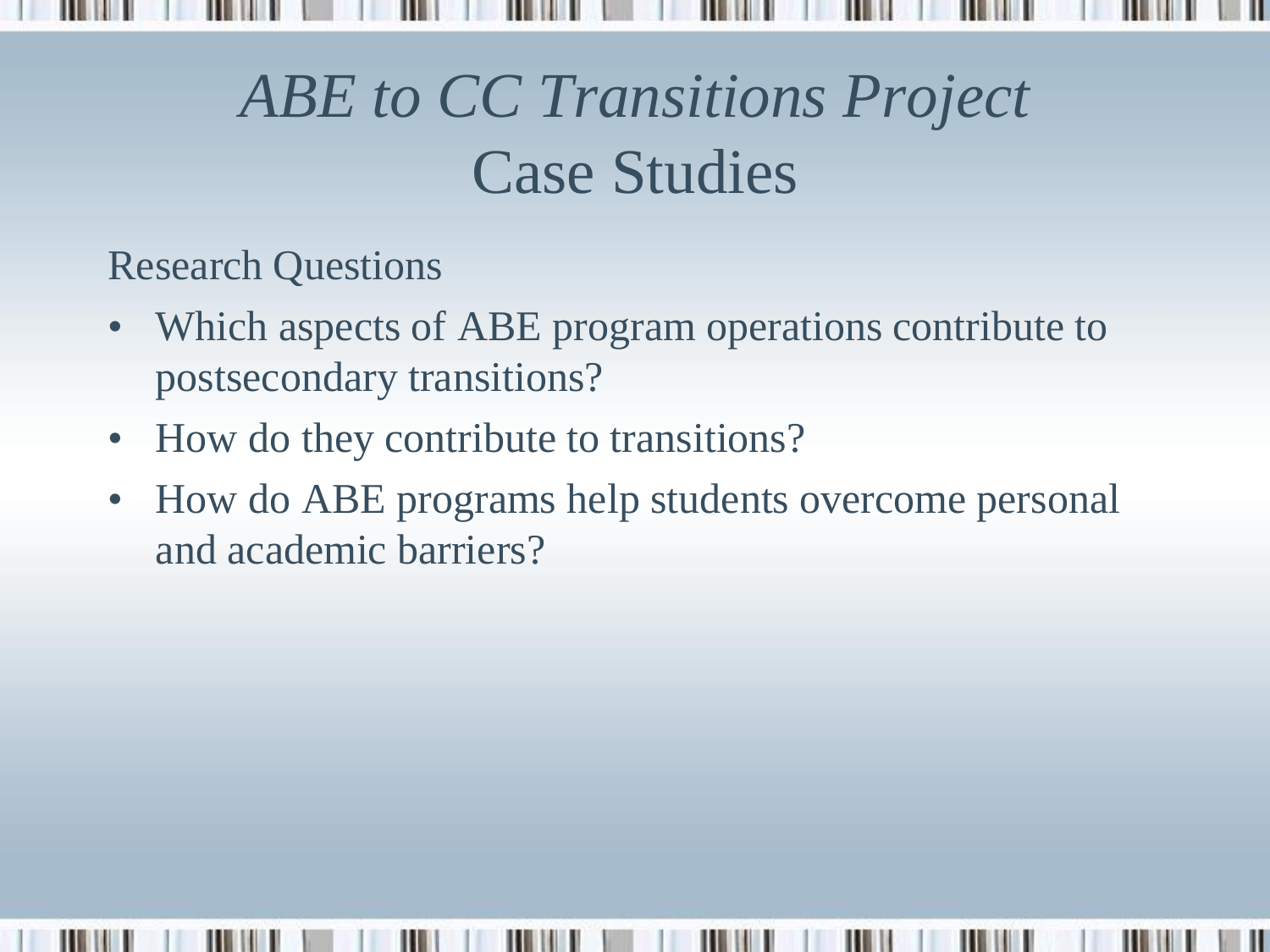# *ABE to CC Transitions Project*
# Case Studies

Research Questions

- Which aspects of ABE program operations contribute to postsecondary transitions?
- How do they contribute to transitions?
- How do ABE programs help students overcome personal and academic barriers?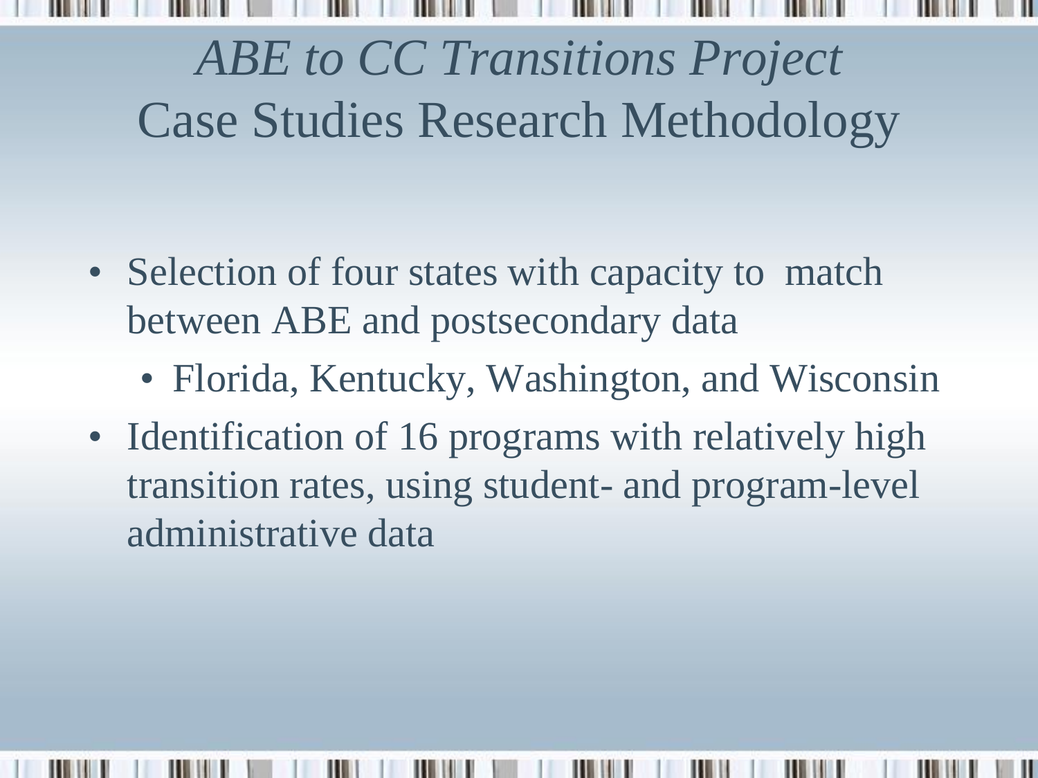# *ABE to CC Transitions Project* Case Studies Research Methodology

- Selection of four states with capacity to match between ABE and postsecondary data
  - Florida, Kentucky, Washington, and Wisconsin
- Identification of 16 programs with relatively high transition rates, using student- and program-level administrative data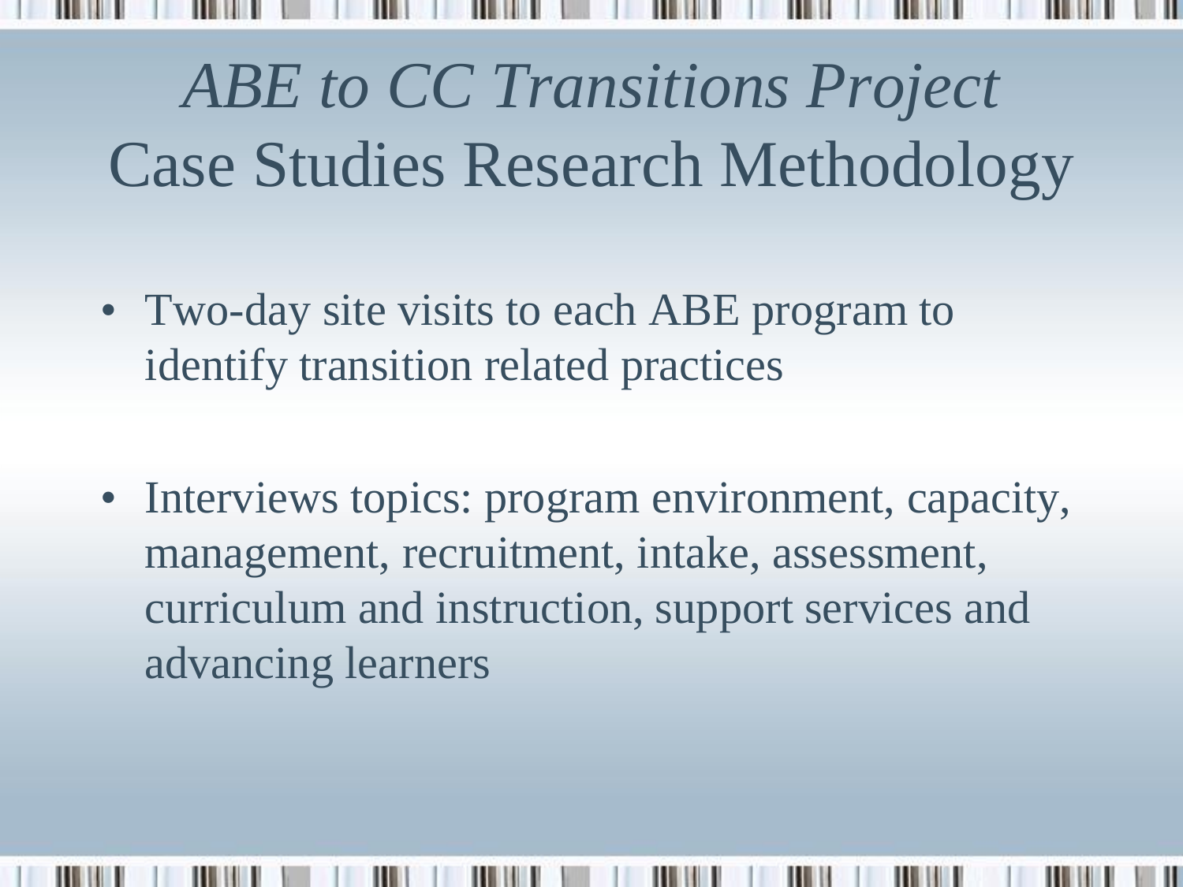# *ABE to CC Transitions Project* Case Studies Research Methodology

- Two-day site visits to each ABE program to identify transition related practices
- Interviews topics: program environment, capacity, management, recruitment, intake, assessment, curriculum and instruction, support services and advancing learners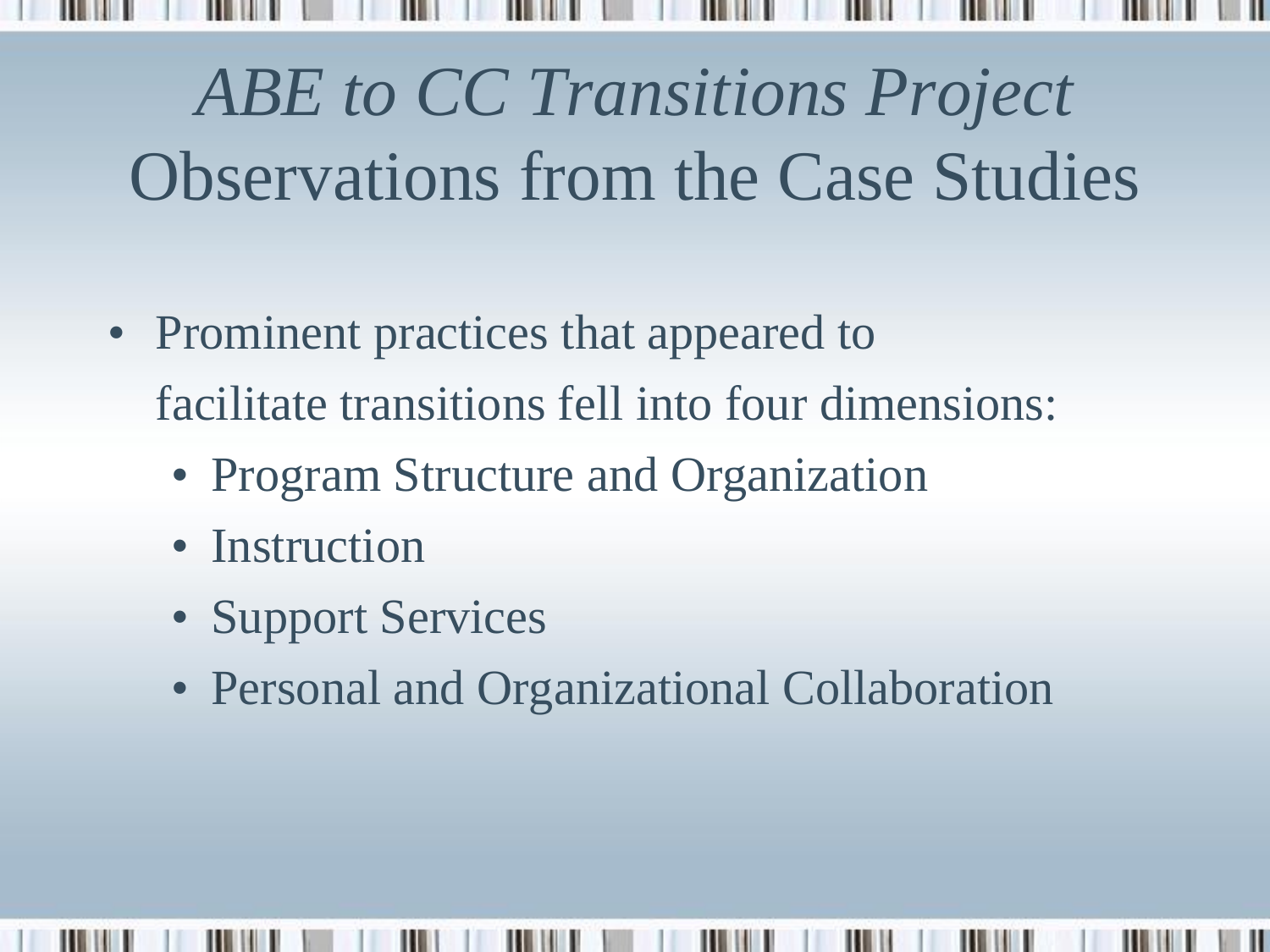# *ABE to CC Transitions Project* Observations from the Case Studies

- Prominent practices that appeared to facilitate transitions fell into four dimensions:
  - Program Structure and Organization
  - Instruction
  - Support Services
  - Personal and Organizational Collaboration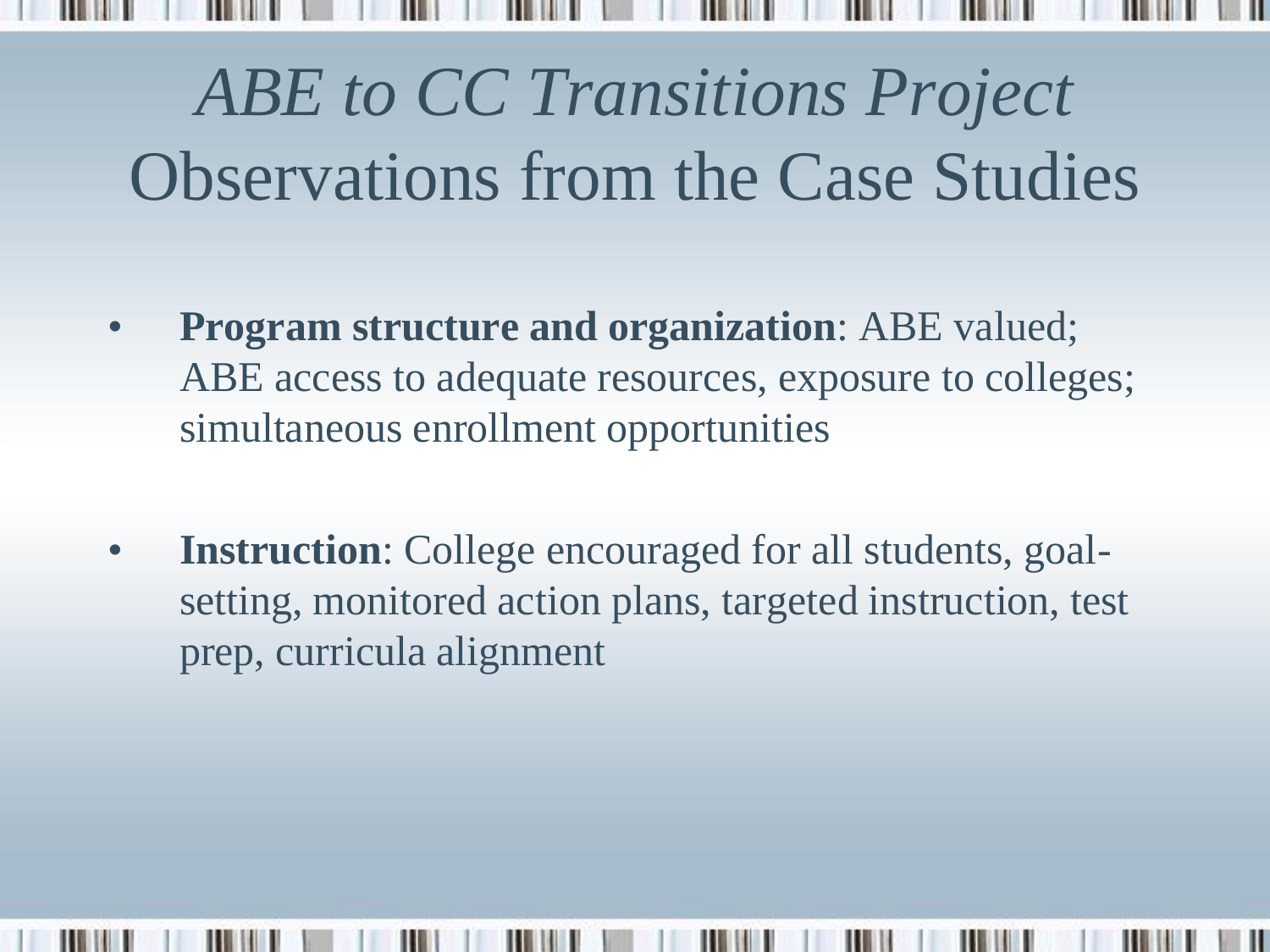# *ABE to CC Transitions Project* Observations from the Case Studies

- **Program structure and organization**: ABE valued; ABE access to adequate resources, exposure to colleges; simultaneous enrollment opportunities

- **Instruction**: College encouraged for all students, goal-setting, monitored action plans, targeted instruction, test prep, curricula alignment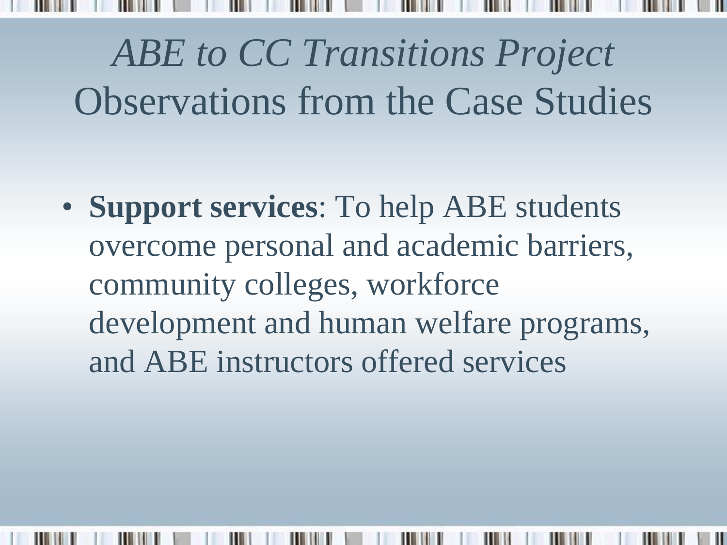# *ABE to CC Transitions Project* Observations from the Case Studies

- **Support services**: To help ABE students overcome personal and academic barriers, community colleges, workforce development and human welfare programs, and ABE instructors offered services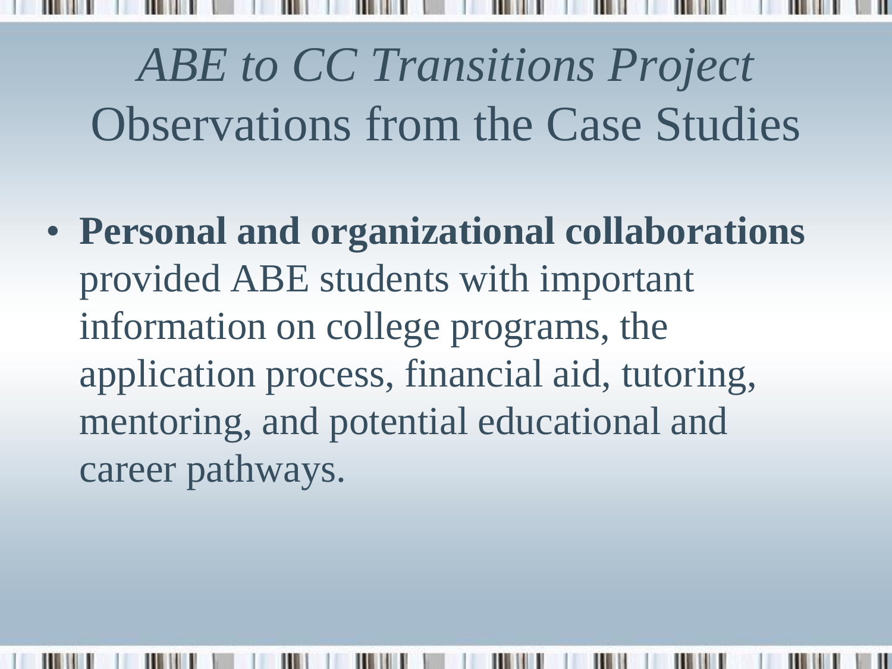# *ABE to CC Transitions Project* Observations from the Case Studies

- **Personal and organizational collaborations** provided ABE students with important information on college programs, the application process, financial aid, tutoring, mentoring, and potential educational and career pathways.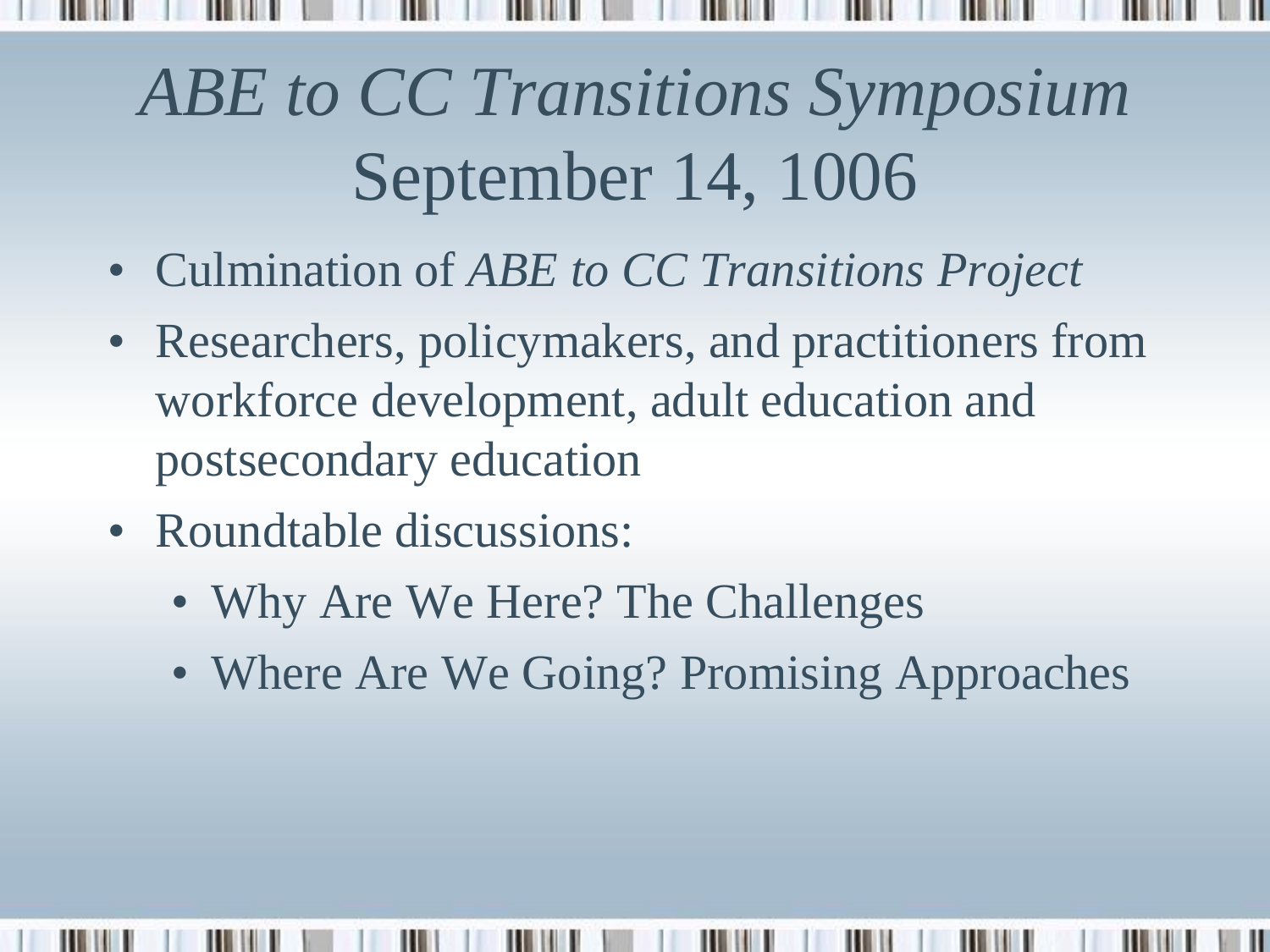# *ABE to CC Transitions Symposium* September 14, 1006

- Culmination of *ABE to CC Transitions Project*
- Researchers, policymakers, and practitioners from workforce development, adult education and postsecondary education
- Roundtable discussions:
  - Why Are We Here? The Challenges
  - Where Are We Going? Promising Approaches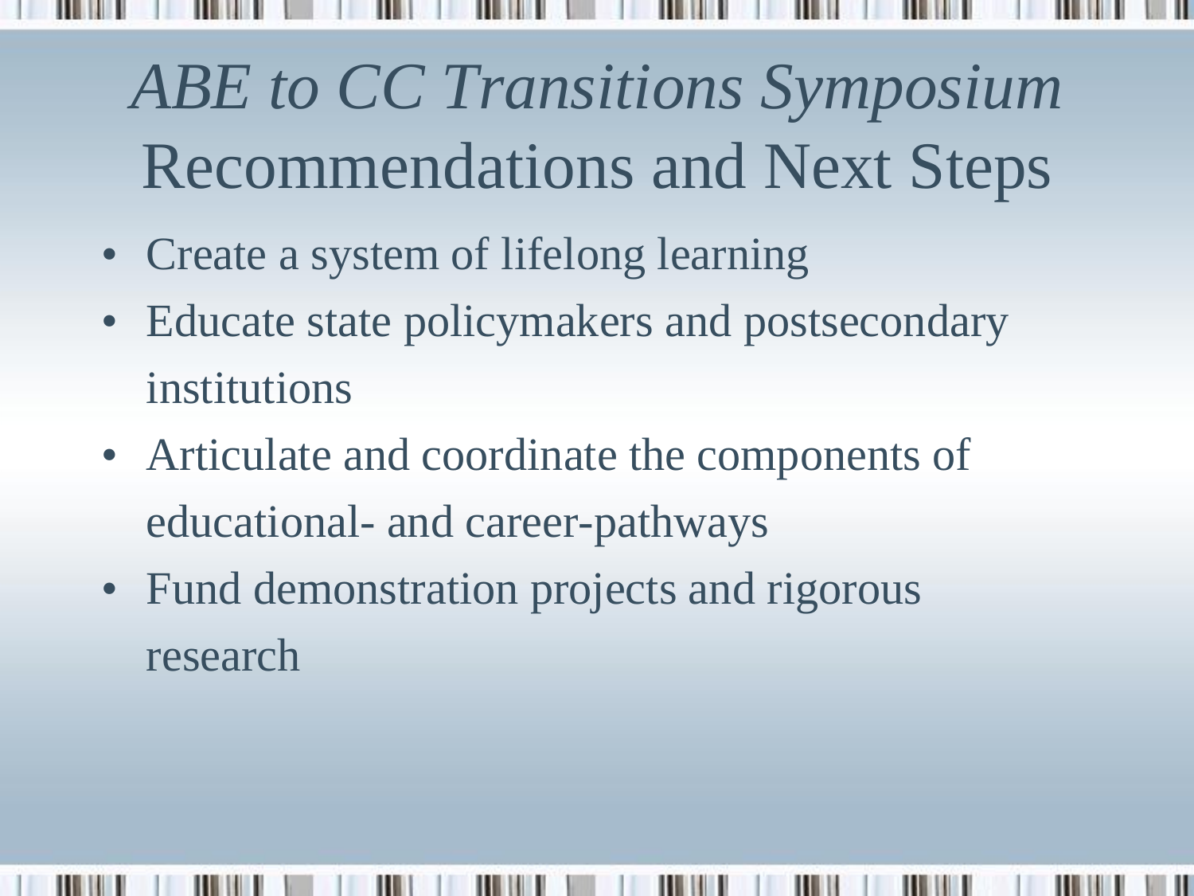# *ABE to CC Transitions Symposium* Recommendations and Next Steps

- Create a system of lifelong learning
- Educate state policymakers and postsecondary institutions
- Articulate and coordinate the components of educational- and career-pathways
- Fund demonstration projects and rigorous research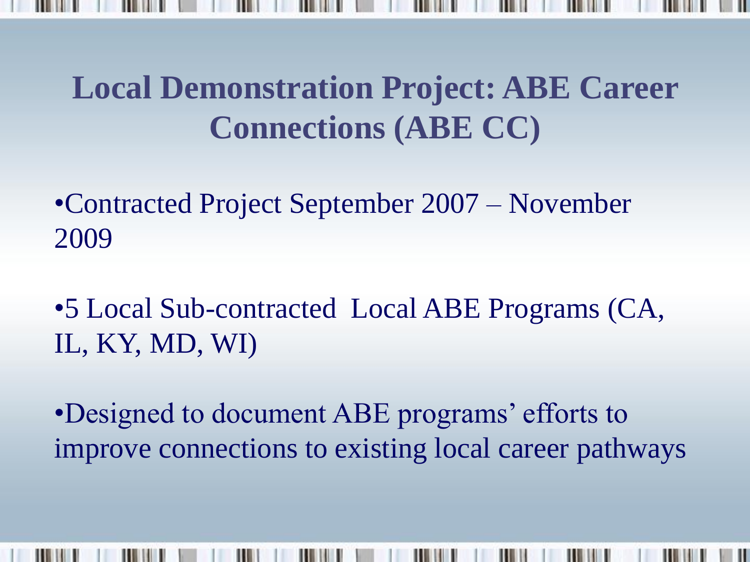# Local Demonstration Project: ABE Career Connections (ABE CC)

- Contracted Project September 2007 – November 2009
- 5 Local Sub-contracted Local ABE Programs (CA, IL, KY, MD, WI)
- Designed to document ABE programs' efforts to improve connections to existing local career pathways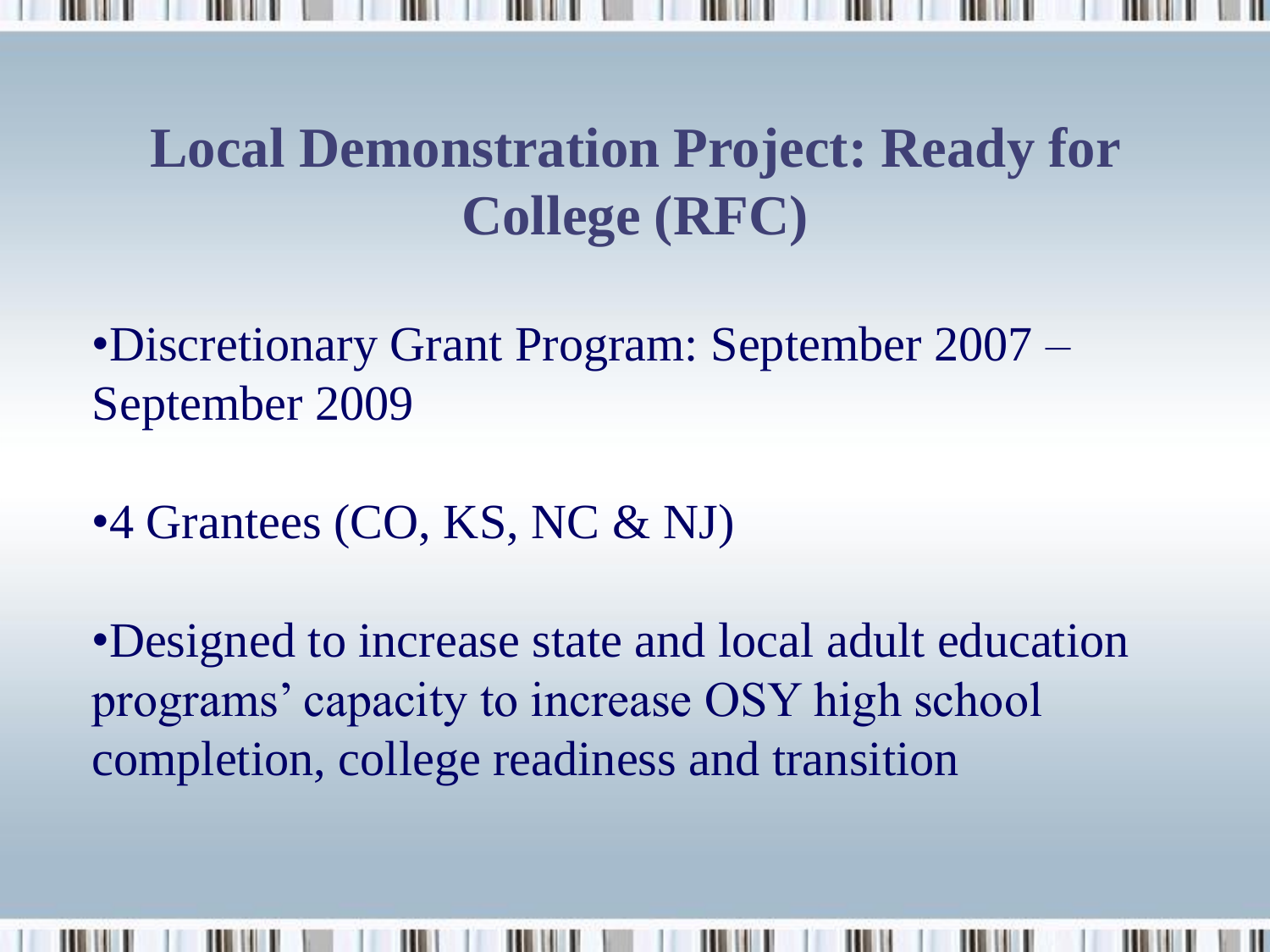# Local Demonstration Project: Ready for College (RFC)

- Discretionary Grant Program: September 2007 – September 2009

- 4 Grantees (CO, KS, NC & NJ)

- Designed to increase state and local adult education programs' capacity to increase OSY high school completion, college readiness and transition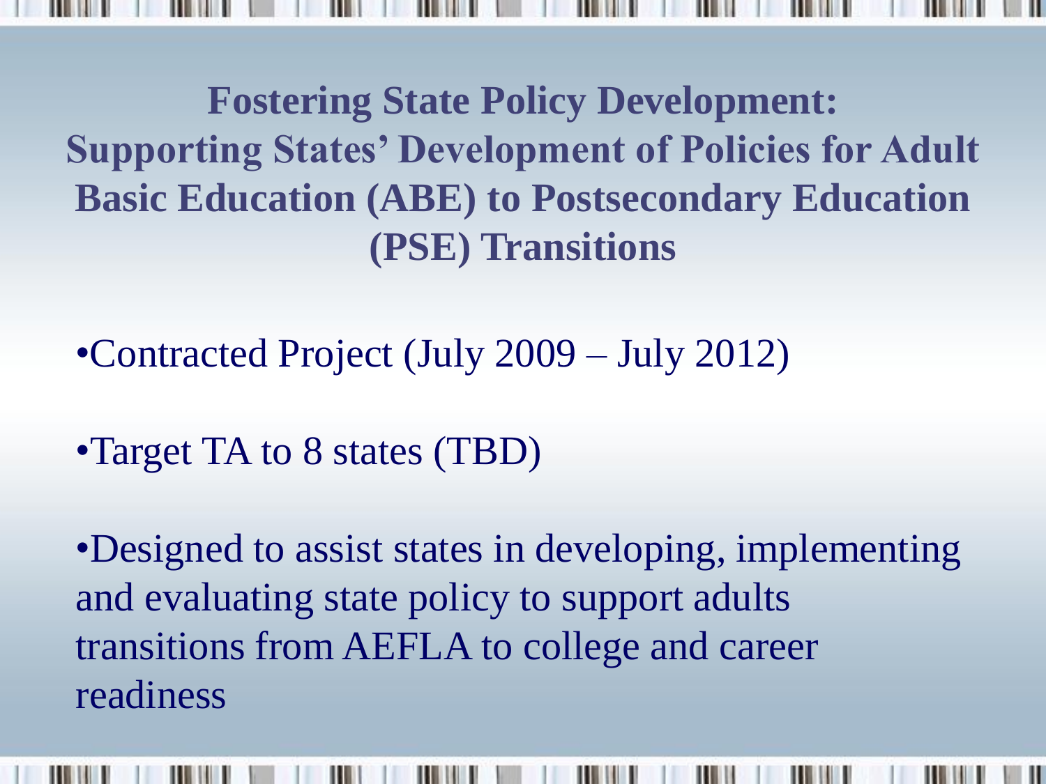# Fostering State Policy Development: Supporting States' Development of Policies for Adult Basic Education (ABE) to Postsecondary Education (PSE) Transitions

- Contracted Project (July 2009 – July 2012)
- Target TA to 8 states (TBD)
- Designed to assist states in developing, implementing and evaluating state policy to support adults transitions from AEFLA to college and career readiness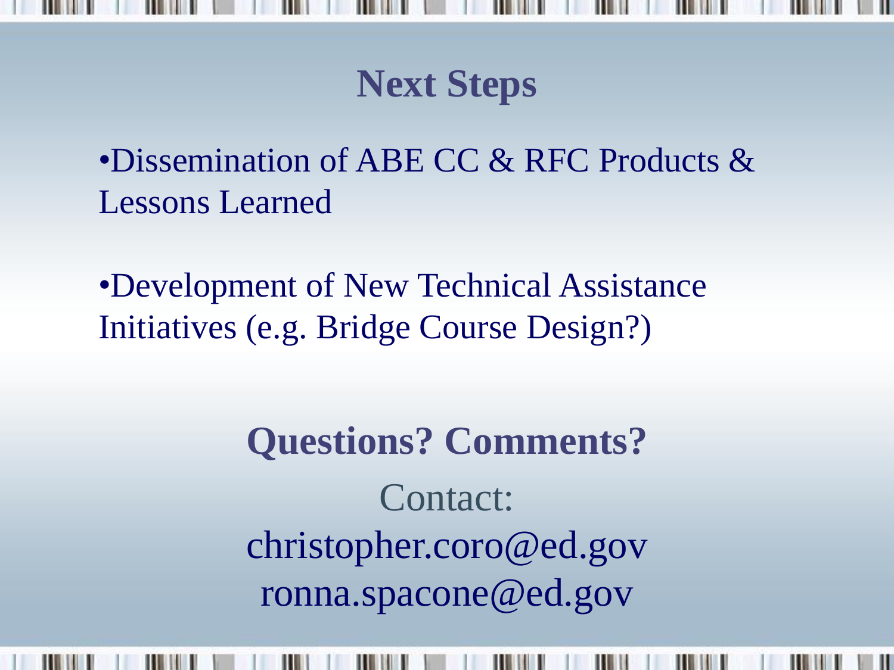# Next Steps

- Dissemination of ABE CC & RFC Products & Lessons Learned
- Development of New Technical Assistance Initiatives (e.g. Bridge Course Design?)

## Questions? Comments?

Contact:

christopher.coro@ed.gov

ronna.spacone@ed.gov